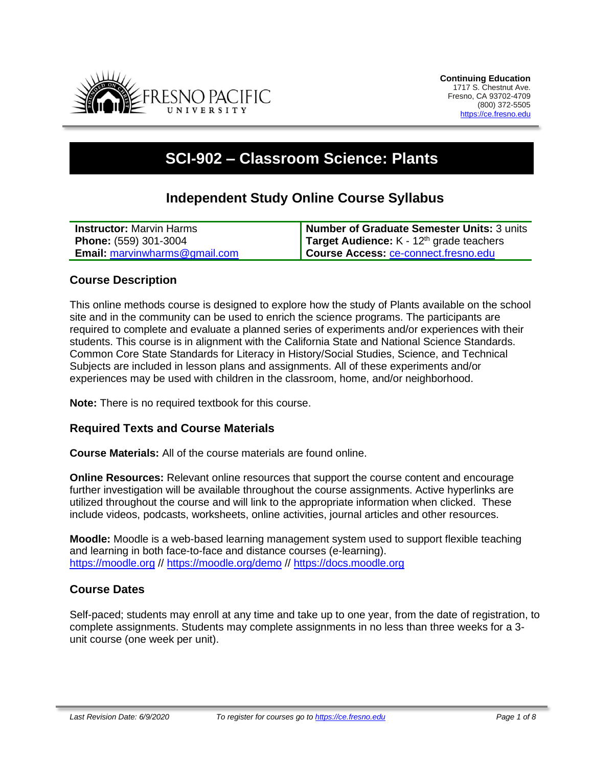**Continuing Education**
1717 S. Chestnut Ave.
Fresno, CA 93702-4709
(800) 372-5505
https://ce.fresno.edu

# SCI-902 – Classroom Science: Plants

## Independent Study Online Course Syllabus

| | |
|---|---|
| **Instructor:** Marvin Harms | **Number of Graduate Semester Units:** 3 units |
| **Phone:** (559) 301-3004 | **Target Audience:** K - 12th grade teachers |
| **Email:** marvinwharms@gmail.com | **Course Access:** ce-connect.fresno.edu |

### Course Description

This online methods course is designed to explore how the study of Plants available on the school site and in the community can be used to enrich the science programs. The participants are required to complete and evaluate a planned series of experiments and/or experiences with their students. This course is in alignment with the California State and National Science Standards. Common Core State Standards for Literacy in History/Social Studies, Science, and Technical Subjects are included in lesson plans and assignments. All of these experiments and/or experiences may be used with children in the classroom, home, and/or neighborhood.

**Note:** There is no required textbook for this course.

### Required Texts and Course Materials

**Course Materials:** All of the course materials are found online.

**Online Resources:** Relevant online resources that support the course content and encourage further investigation will be available throughout the course assignments. Active hyperlinks are utilized throughout the course and will link to the appropriate information when clicked. These include videos, podcasts, worksheets, online activities, journal articles and other resources.

**Moodle:** Moodle is a web-based learning management system used to support flexible teaching and learning in both face-to-face and distance courses (e-learning). https://moodle.org // https://moodle.org/demo // https://docs.moodle.org

### Course Dates

Self-paced; students may enroll at any time and take up to one year, from the date of registration, to complete assignments. Students may complete assignments in no less than three weeks for a 3-unit course (one week per unit).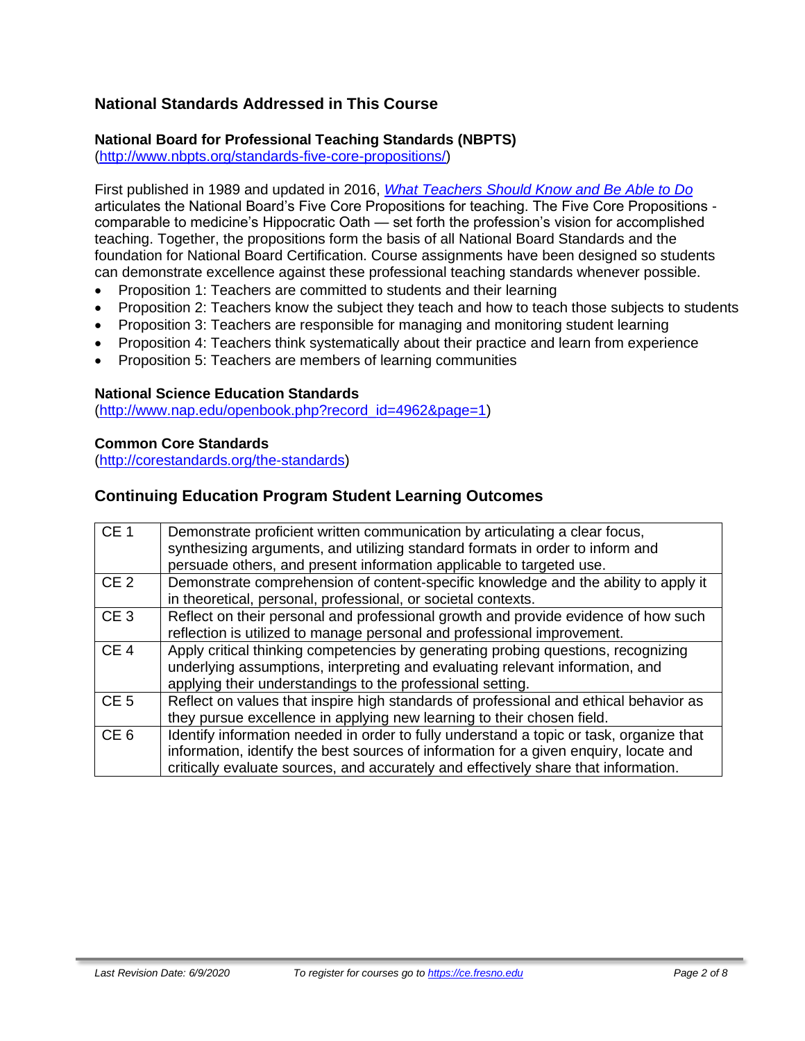## National Standards Addressed in This Course

### National Board for Professional Teaching Standards (NBPTS)

(http://www.nbpts.org/standards-five-core-propositions/)

First published in 1989 and updated in 2016, *[What Teachers Should Know and Be Able to Do](http://www.nbpts.org/standards-five-core-propositions/)* articulates the National Board's Five Core Propositions for teaching. The Five Core Propositions - comparable to medicine's Hippocratic Oath — set forth the profession's vision for accomplished teaching. Together, the propositions form the basis of all National Board Standards and the foundation for National Board Certification. Course assignments have been designed so students can demonstrate excellence against these professional teaching standards whenever possible.

- Proposition 1: Teachers are committed to students and their learning
- Proposition 2: Teachers know the subject they teach and how to teach those subjects to students
- Proposition 3: Teachers are responsible for managing and monitoring student learning
- Proposition 4: Teachers think systematically about their practice and learn from experience
- Proposition 5: Teachers are members of learning communities

### National Science Education Standards

(http://www.nap.edu/openbook.php?record_id=4962&page=1)

### Common Core Standards

(http://corestandards.org/the-standards)

## Continuing Education Program Student Learning Outcomes

| | |
|---|---|
| CE 1 | Demonstrate proficient written communication by articulating a clear focus, synthesizing arguments, and utilizing standard formats in order to inform and persuade others, and present information applicable to targeted use. |
| CE 2 | Demonstrate comprehension of content-specific knowledge and the ability to apply it in theoretical, personal, professional, or societal contexts. |
| CE 3 | Reflect on their personal and professional growth and provide evidence of how such reflection is utilized to manage personal and professional improvement. |
| CE 4 | Apply critical thinking competencies by generating probing questions, recognizing underlying assumptions, interpreting and evaluating relevant information, and applying their understandings to the professional setting. |
| CE 5 | Reflect on values that inspire high standards of professional and ethical behavior as they pursue excellence in applying new learning to their chosen field. |
| CE 6 | Identify information needed in order to fully understand a topic or task, organize that information, identify the best sources of information for a given enquiry, locate and critically evaluate sources, and accurately and effectively share that information. |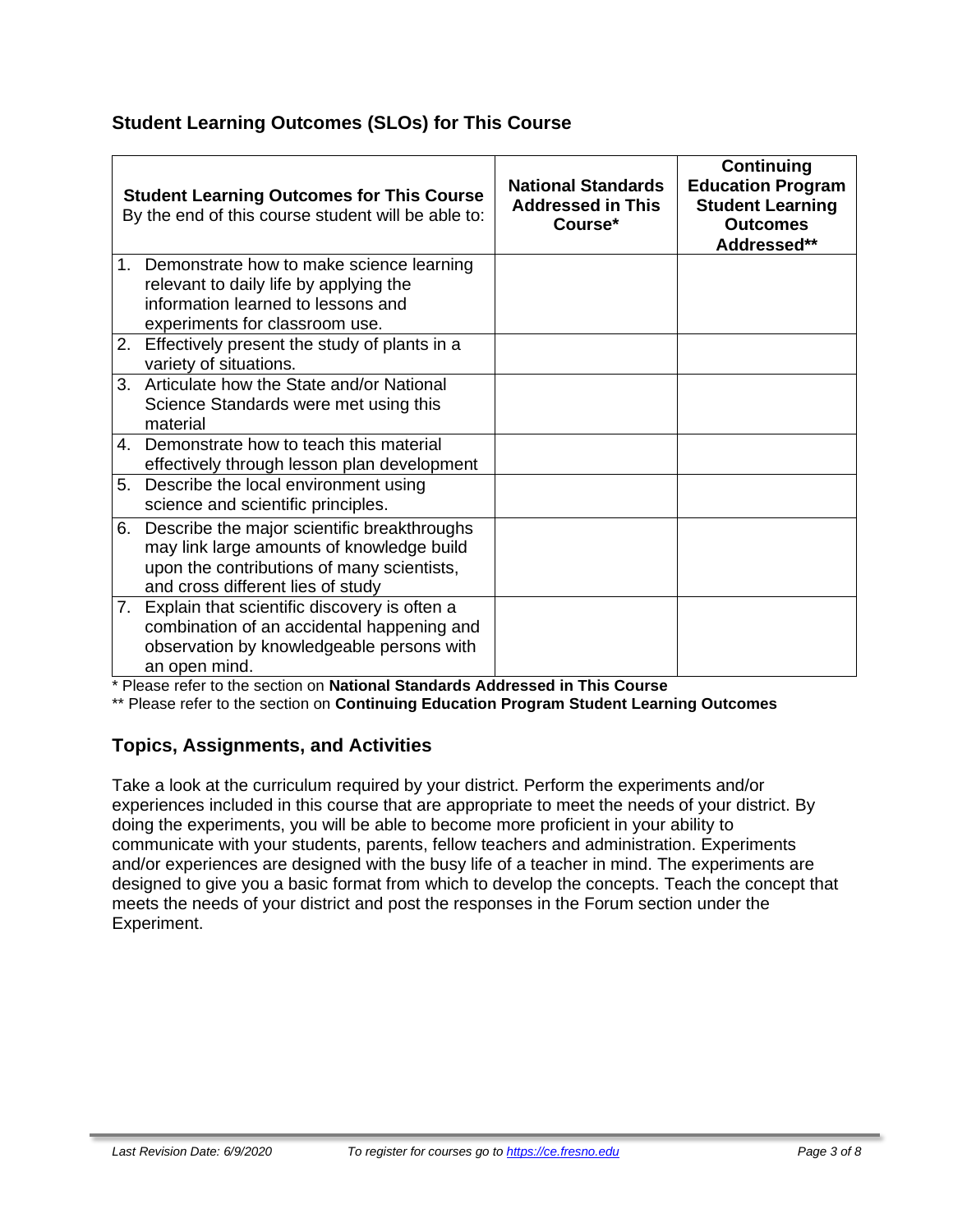## Student Learning Outcomes (SLOs) for This Course

| **Student Learning Outcomes for This Course** By the end of this course student will be able to: | **National Standards Addressed in This Course*** | **Continuing Education Program Student Learning Outcomes Addressed**** |
|---|---|---|
| 1. Demonstrate how to make science learning relevant to daily life by applying the information learned to lessons and experiments for classroom use. | | |
| 2. Effectively present the study of plants in a variety of situations. | | |
| 3. Articulate how the State and/or National Science Standards were met using this material | | |
| 4. Demonstrate how to teach this material effectively through lesson plan development | | |
| 5. Describe the local environment using science and scientific principles. | | |
| 6. Describe the major scientific breakthroughs may link large amounts of knowledge build upon the contributions of many scientists, and cross different lies of study | | |
| 7. Explain that scientific discovery is often a combination of an accidental happening and observation by knowledgeable persons with an open mind. | | |

* Please refer to the section on **National Standards Addressed in This Course**

** Please refer to the section on **Continuing Education Program Student Learning Outcomes**

## Topics, Assignments, and Activities

Take a look at the curriculum required by your district. Perform the experiments and/or experiences included in this course that are appropriate to meet the needs of your district. By doing the experiments, you will be able to become more proficient in your ability to communicate with your students, parents, fellow teachers and administration. Experiments and/or experiences are designed with the busy life of a teacher in mind. The experiments are designed to give you a basic format from which to develop the concepts. Teach the concept that meets the needs of your district and post the responses in the Forum section under the Experiment.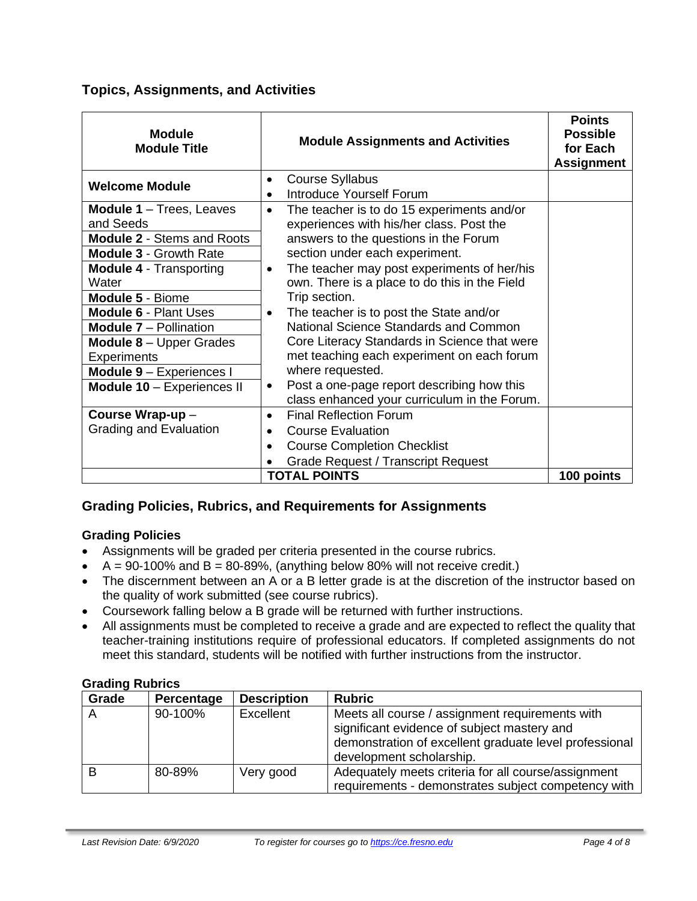## Topics, Assignments, and Activities

| Module<br>Module Title | Module Assignments and Activities | Points Possible for Each Assignment |
|---|---|---|
| **Welcome Module** | • Course Syllabus<br>• Introduce Yourself Forum | |
| **Module 1** – Trees, Leaves and Seeds<br>**Module 2** - Stems and Roots<br>**Module 3** - Growth Rate<br>**Module 4** - Transporting Water<br>**Module 5** - Biome<br>**Module 6** - Plant Uses<br>**Module 7** – Pollination<br>**Module 8** – Upper Grades Experiments<br>**Module 9** – Experiences I<br>**Module 10** – Experiences II | • The teacher is to do 15 experiments and/or experiences with his/her class. Post the answers to the questions in the Forum section under each experiment.<br>• The teacher may post experiments of her/his own. There is a place to do this in the Field Trip section.<br>• The teacher is to post the State and/or National Science Standards and Common Core Literacy Standards in Science that were met teaching each experiment on each forum where requested.<br>• Post a one-page report describing how this class enhanced your curriculum in the Forum. | |
| **Course Wrap-up** – Grading and Evaluation | • Final Reflection Forum<br>• Course Evaluation<br>• Course Completion Checklist<br>• Grade Request / Transcript Request | |
| | **TOTAL POINTS** | **100 points** |

## Grading Policies, Rubrics, and Requirements for Assignments

### Grading Policies

- Assignments will be graded per criteria presented in the course rubrics.
- A = 90-100% and B = 80-89%, (anything below 80% will not receive credit.)
- The discernment between an A or a B letter grade is at the discretion of the instructor based on the quality of work submitted (see course rubrics).
- Coursework falling below a B grade will be returned with further instructions.
- All assignments must be completed to receive a grade and are expected to reflect the quality that teacher-training institutions require of professional educators. If completed assignments do not meet this standard, students will be notified with further instructions from the instructor.

### Grading Rubrics

| Grade | Percentage | Description | Rubric |
|---|---|---|---|
| A | 90-100% | Excellent | Meets all course / assignment requirements with significant evidence of subject mastery and demonstration of excellent graduate level professional development scholarship. |
| B | 80-89% | Very good | Adequately meets criteria for all course/assignment requirements - demonstrates subject competency with |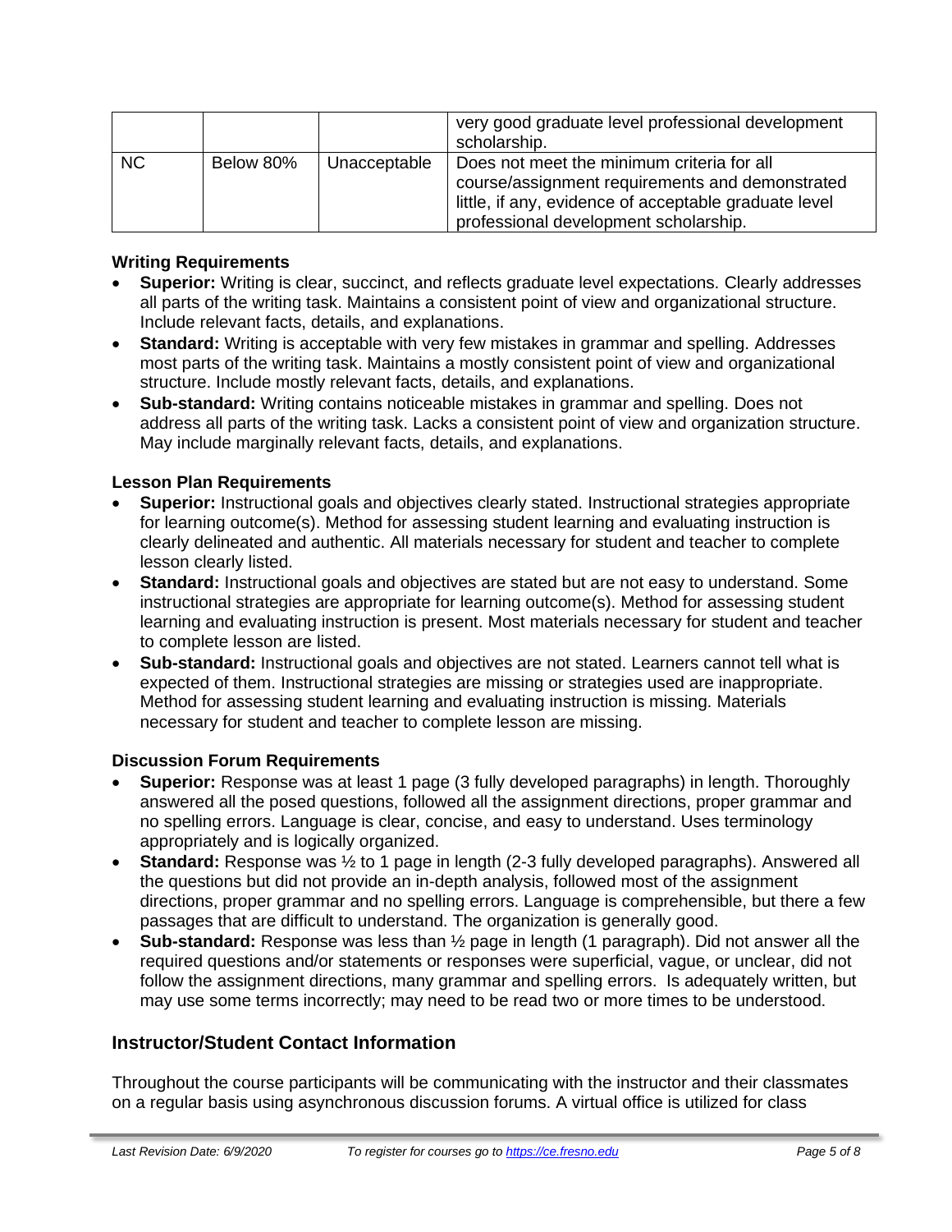| | | | |
|---|---|---|---|
| | | | very good graduate level professional development scholarship. |
| NC | Below 80% | Unacceptable | Does not meet the minimum criteria for all course/assignment requirements and demonstrated little, if any, evidence of acceptable graduate level professional development scholarship. |

**Writing Requirements**

- **Superior:** Writing is clear, succinct, and reflects graduate level expectations. Clearly addresses all parts of the writing task. Maintains a consistent point of view and organizational structure. Include relevant facts, details, and explanations.
- **Standard:** Writing is acceptable with very few mistakes in grammar and spelling. Addresses most parts of the writing task. Maintains a mostly consistent point of view and organizational structure. Include mostly relevant facts, details, and explanations.
- **Sub-standard:** Writing contains noticeable mistakes in grammar and spelling. Does not address all parts of the writing task. Lacks a consistent point of view and organization structure. May include marginally relevant facts, details, and explanations.

**Lesson Plan Requirements**

- **Superior:** Instructional goals and objectives clearly stated. Instructional strategies appropriate for learning outcome(s). Method for assessing student learning and evaluating instruction is clearly delineated and authentic. All materials necessary for student and teacher to complete lesson clearly listed.
- **Standard:** Instructional goals and objectives are stated but are not easy to understand. Some instructional strategies are appropriate for learning outcome(s). Method for assessing student learning and evaluating instruction is present. Most materials necessary for student and teacher to complete lesson are listed.
- **Sub-standard:** Instructional goals and objectives are not stated. Learners cannot tell what is expected of them. Instructional strategies are missing or strategies used are inappropriate. Method for assessing student learning and evaluating instruction is missing. Materials necessary for student and teacher to complete lesson are missing.

**Discussion Forum Requirements**

- **Superior:** Response was at least 1 page (3 fully developed paragraphs) in length. Thoroughly answered all the posed questions, followed all the assignment directions, proper grammar and no spelling errors. Language is clear, concise, and easy to understand. Uses terminology appropriately and is logically organized.
- **Standard:** Response was ½ to 1 page in length (2-3 fully developed paragraphs). Answered all the questions but did not provide an in-depth analysis, followed most of the assignment directions, proper grammar and no spelling errors. Language is comprehensible, but there a few passages that are difficult to understand. The organization is generally good.
- **Sub-standard:** Response was less than ½ page in length (1 paragraph). Did not answer all the required questions and/or statements or responses were superficial, vague, or unclear, did not follow the assignment directions, many grammar and spelling errors. Is adequately written, but may use some terms incorrectly; may need to be read two or more times to be understood.

## Instructor/Student Contact Information

Throughout the course participants will be communicating with the instructor and their classmates on a regular basis using asynchronous discussion forums. A virtual office is utilized for class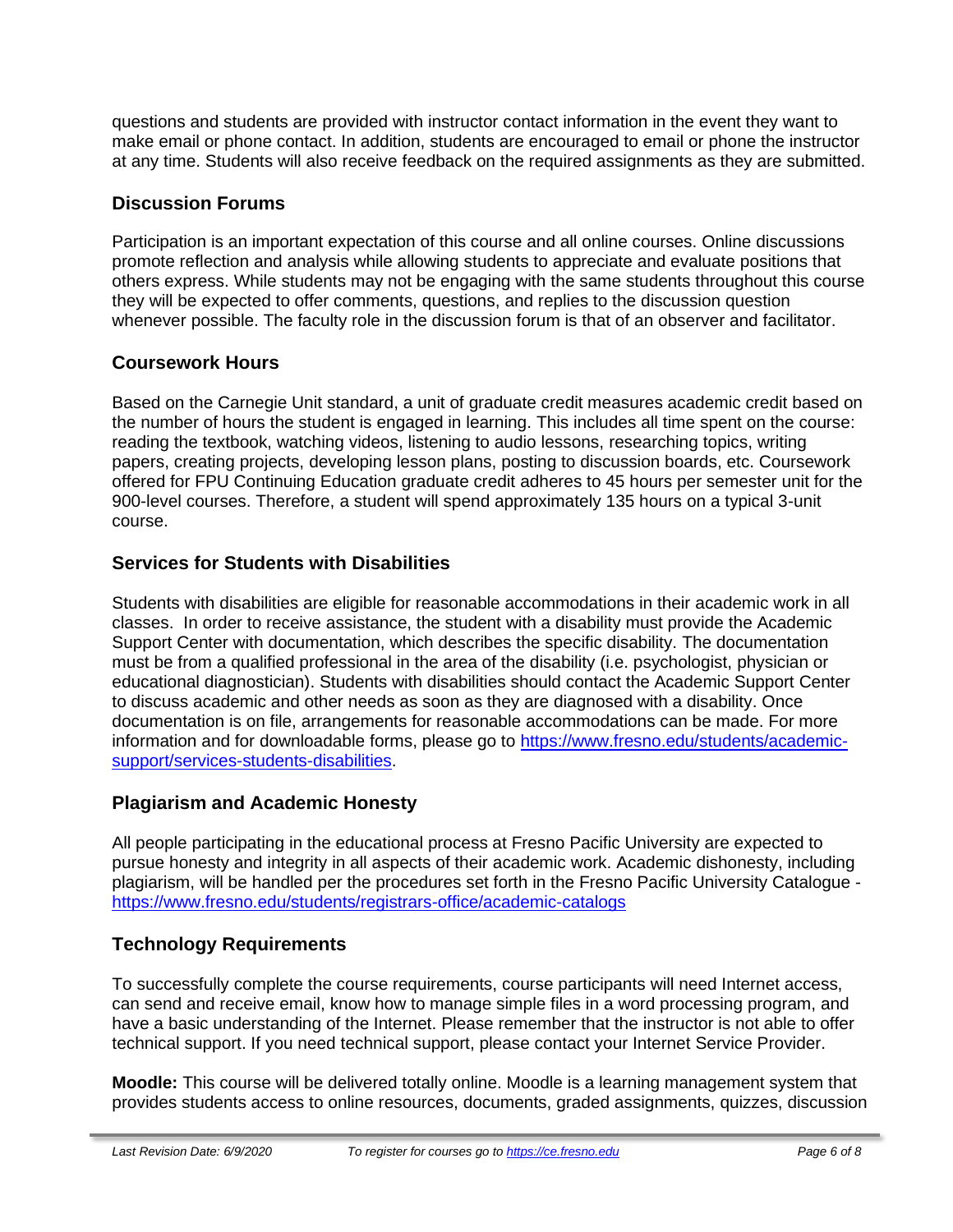questions and students are provided with instructor contact information in the event they want to make email or phone contact. In addition, students are encouraged to email or phone the instructor at any time. Students will also receive feedback on the required assignments as they are submitted.

## Discussion Forums

Participation is an important expectation of this course and all online courses. Online discussions promote reflection and analysis while allowing students to appreciate and evaluate positions that others express. While students may not be engaging with the same students throughout this course they will be expected to offer comments, questions, and replies to the discussion question whenever possible. The faculty role in the discussion forum is that of an observer and facilitator.

## Coursework Hours

Based on the Carnegie Unit standard, a unit of graduate credit measures academic credit based on the number of hours the student is engaged in learning. This includes all time spent on the course: reading the textbook, watching videos, listening to audio lessons, researching topics, writing papers, creating projects, developing lesson plans, posting to discussion boards, etc. Coursework offered for FPU Continuing Education graduate credit adheres to 45 hours per semester unit for the 900-level courses. Therefore, a student will spend approximately 135 hours on a typical 3-unit course.

## Services for Students with Disabilities

Students with disabilities are eligible for reasonable accommodations in their academic work in all classes. In order to receive assistance, the student with a disability must provide the Academic Support Center with documentation, which describes the specific disability. The documentation must be from a qualified professional in the area of the disability (i.e. psychologist, physician or educational diagnostician). Students with disabilities should contact the Academic Support Center to discuss academic and other needs as soon as they are diagnosed with a disability. Once documentation is on file, arrangements for reasonable accommodations can be made. For more information and for downloadable forms, please go to [https://www.fresno.edu/students/academic-support/services-students-disabilities](https://www.fresno.edu/students/academic-support/services-students-disabilities).

## Plagiarism and Academic Honesty

All people participating in the educational process at Fresno Pacific University are expected to pursue honesty and integrity in all aspects of their academic work. Academic dishonesty, including plagiarism, will be handled per the procedures set forth in the Fresno Pacific University Catalogue - [https://www.fresno.edu/students/registrars-office/academic-catalogs](https://www.fresno.edu/students/registrars-office/academic-catalogs)

## Technology Requirements

To successfully complete the course requirements, course participants will need Internet access, can send and receive email, know how to manage simple files in a word processing program, and have a basic understanding of the Internet. Please remember that the instructor is not able to offer technical support. If you need technical support, please contact your Internet Service Provider.

**Moodle:** This course will be delivered totally online. Moodle is a learning management system that provides students access to online resources, documents, graded assignments, quizzes, discussion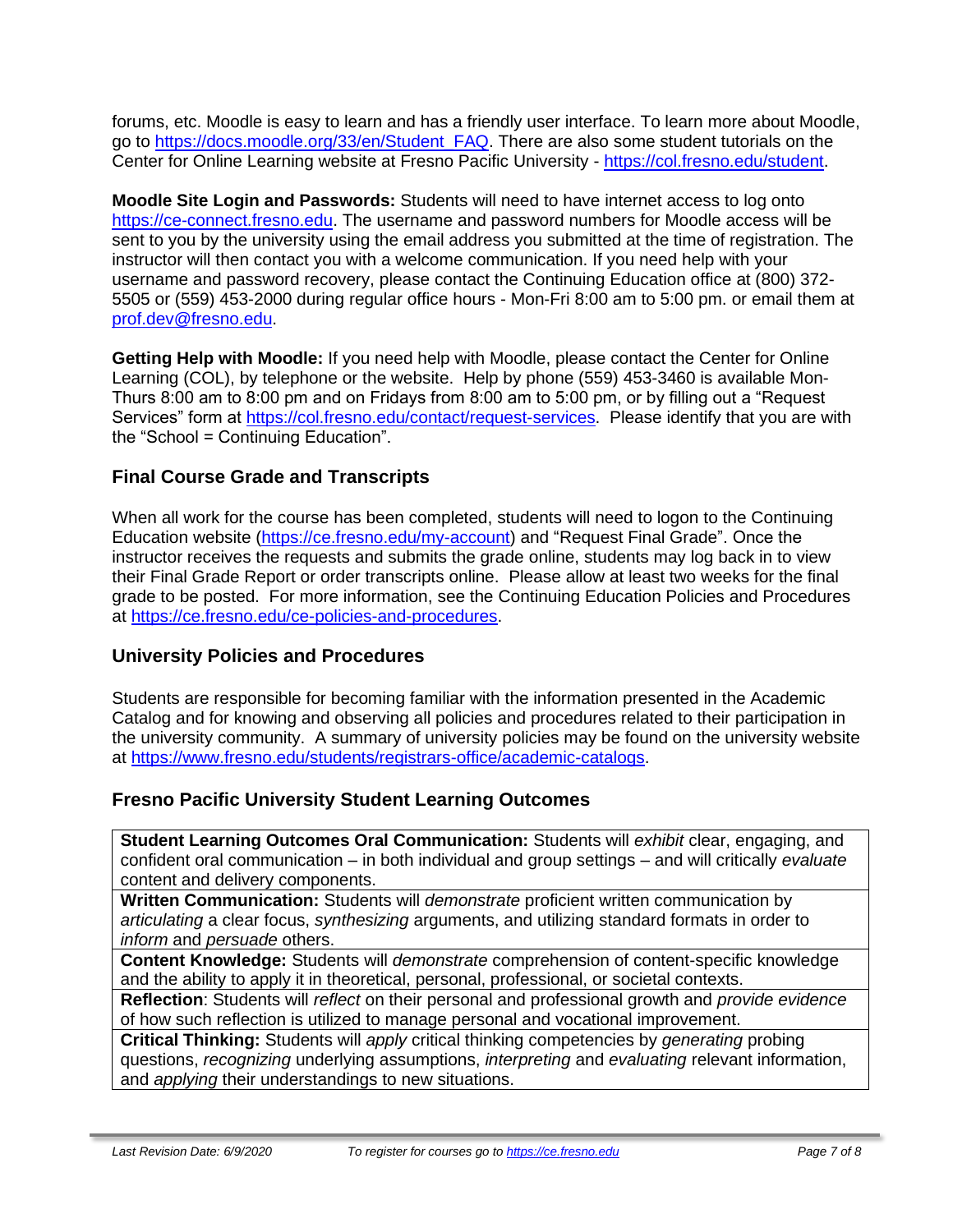forums, etc. Moodle is easy to learn and has a friendly user interface. To learn more about Moodle, go to https://docs.moodle.org/33/en/Student_FAQ. There are also some student tutorials on the Center for Online Learning website at Fresno Pacific University - https://col.fresno.edu/student.

**Moodle Site Login and Passwords:** Students will need to have internet access to log onto https://ce-connect.fresno.edu. The username and password numbers for Moodle access will be sent to you by the university using the email address you submitted at the time of registration. The instructor will then contact you with a welcome communication. If you need help with your username and password recovery, please contact the Continuing Education office at (800) 372-5505 or (559) 453-2000 during regular office hours - Mon-Fri 8:00 am to 5:00 pm. or email them at prof.dev@fresno.edu.

**Getting Help with Moodle:** If you need help with Moodle, please contact the Center for Online Learning (COL), by telephone or the website. Help by phone (559) 453-3460 is available Mon-Thurs 8:00 am to 8:00 pm and on Fridays from 8:00 am to 5:00 pm, or by filling out a "Request Services" form at https://col.fresno.edu/contact/request-services. Please identify that you are with the "School = Continuing Education".

## Final Course Grade and Transcripts

When all work for the course has been completed, students will need to logon to the Continuing Education website (https://ce.fresno.edu/my-account) and "Request Final Grade". Once the instructor receives the requests and submits the grade online, students may log back in to view their Final Grade Report or order transcripts online. Please allow at least two weeks for the final grade to be posted. For more information, see the Continuing Education Policies and Procedures at https://ce.fresno.edu/ce-policies-and-procedures.

## University Policies and Procedures

Students are responsible for becoming familiar with the information presented in the Academic Catalog and for knowing and observing all policies and procedures related to their participation in the university community. A summary of university policies may be found on the university website at https://www.fresno.edu/students/registrars-office/academic-catalogs.

## Fresno Pacific University Student Learning Outcomes

| |
|---|
| **Student Learning Outcomes Oral Communication:** Students will *exhibit* clear, engaging, and confident oral communication – in both individual and group settings – and will critically *evaluate* content and delivery components. |
| **Written Communication:** Students will *demonstrate* proficient written communication by *articulating* a clear focus, *synthesizing* arguments, and utilizing standard formats in order to *inform* and *persuade* others. |
| **Content Knowledge:** Students will *demonstrate* comprehension of content-specific knowledge and the ability to apply it in theoretical, personal, professional, or societal contexts. |
| **Reflection**: Students will *reflect* on their personal and professional growth and *provide evidence* of how such reflection is utilized to manage personal and vocational improvement. |
| **Critical Thinking:** Students will *apply* critical thinking competencies by *generating* probing questions, *recognizing* underlying assumptions, *interpreting* and *evaluating* relevant information, and *applying* their understandings to new situations. |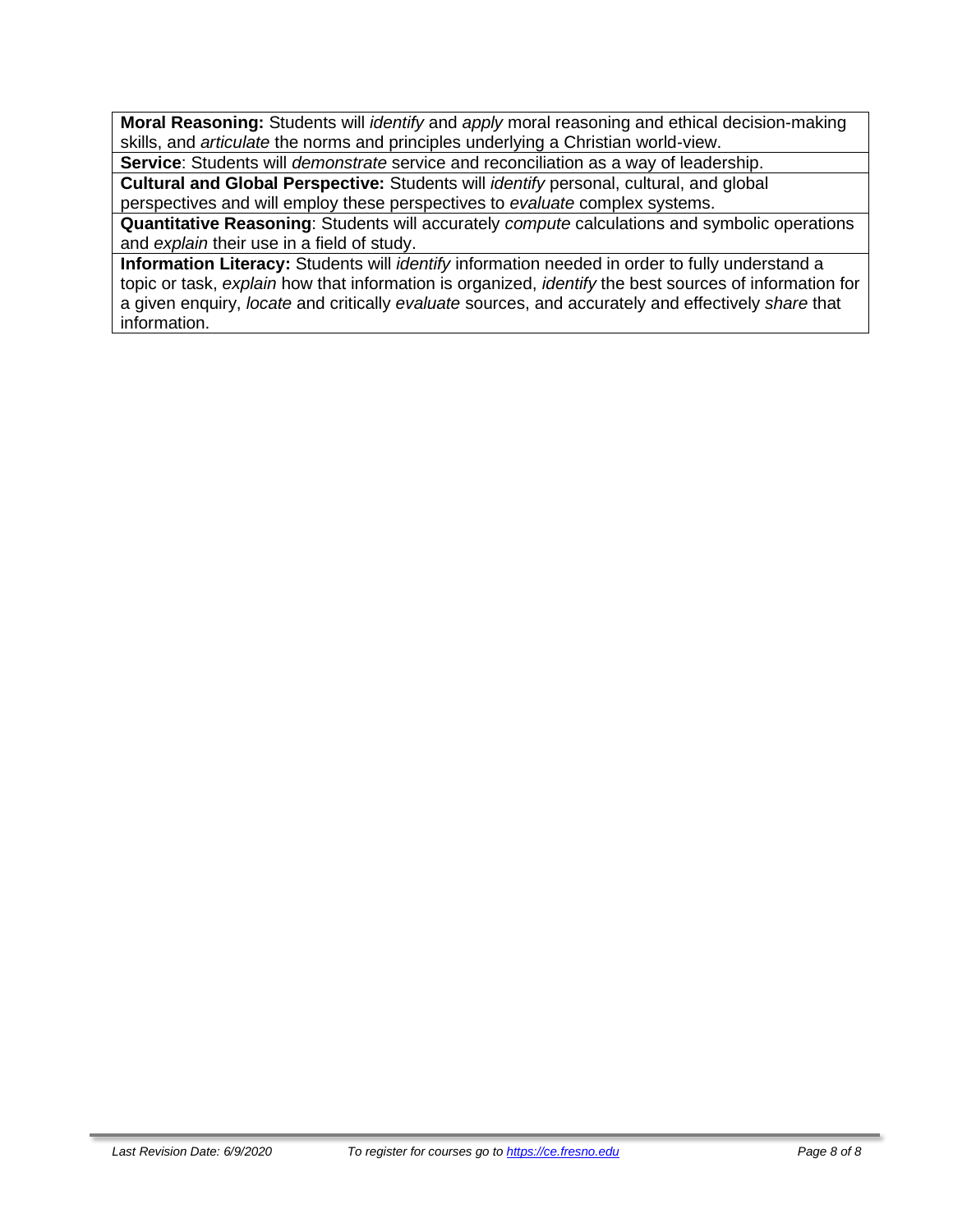| |
|---|
| **Moral Reasoning:** Students will *identify* and *apply* moral reasoning and ethical decision-making skills, and *articulate* the norms and principles underlying a Christian world-view. |
| **Service**: Students will *demonstrate* service and reconciliation as a way of leadership. |
| **Cultural and Global Perspective:** Students will *identify* personal, cultural, and global perspectives and will employ these perspectives to *evaluate* complex systems. |
| **Quantitative Reasoning**: Students will accurately *compute* calculations and symbolic operations and *explain* their use in a field of study. |
| **Information Literacy:** Students will *identify* information needed in order to fully understand a topic or task, *explain* how that information is organized, *identify* the best sources of information for a given enquiry, *locate* and critically *evaluate* sources, and accurately and effectively *share* that information. |